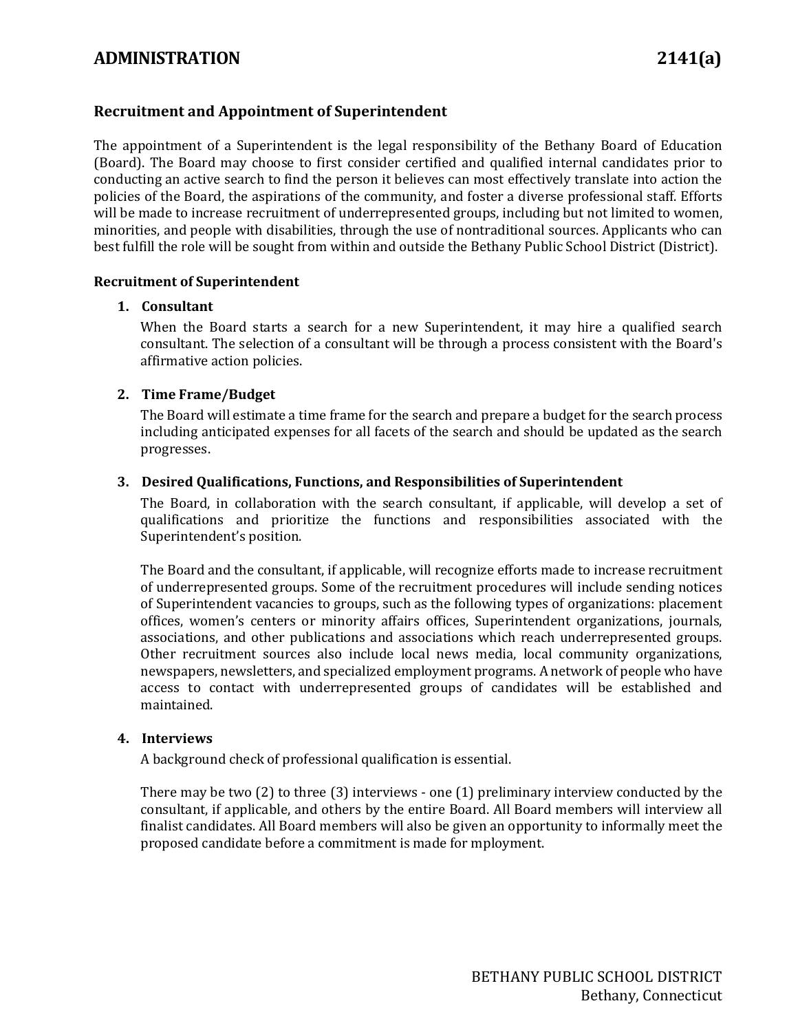# ADMINISTRATION 2141(a)

## Recruitment and Appointment of Superintendent

The appointment of a Superintendent is the legal responsibility of the Bethany Board of Education (Board). The Board may choose to first consider certified and qualified internal candidates prior to conducting an active search to find the person it believes can most effectively translate into action the policies of the Board, the aspirations of the community, and foster a diverse professional staff. Efforts will be made to increase recruitment of underrepresented groups, including but not limited to women, minorities, and people with disabilities, through the use of nontraditional sources. Applicants who can best fulfill the role will be sought from within and outside the Bethany Public School District (District).

### Recruitment of Superintendent

1. **Consultant**

   When the Board starts a search for a new Superintendent, it may hire a qualified search consultant. The selection of a consultant will be through a process consistent with the Board's affirmative action policies.

2. **Time Frame/Budget**

   The Board will estimate a time frame for the search and prepare a budget for the search process including anticipated expenses for all facets of the search and should be updated as the search progresses.

3. **Desired Qualifications, Functions, and Responsibilities of Superintendent**

   The Board, in collaboration with the search consultant, if applicable, will develop a set of qualifications and prioritize the functions and responsibilities associated with the Superintendent's position.

   The Board and the consultant, if applicable, will recognize efforts made to increase recruitment of underrepresented groups. Some of the recruitment procedures will include sending notices of Superintendent vacancies to groups, such as the following types of organizations: placement offices, women's centers or minority affairs offices, Superintendent organizations, journals, associations, and other publications and associations which reach underrepresented groups. Other recruitment sources also include local news media, local community organizations, newspapers, newsletters, and specialized employment programs. A network of people who have access to contact with underrepresented groups of candidates will be established and maintained.

4. **Interviews**

   A background check of professional qualification is essential.

   There may be two (2) to three (3) interviews - one (1) preliminary interview conducted by the consultant, if applicable, and others by the entire Board. All Board members will interview all finalist candidates. All Board members will also be given an opportunity to informally meet the proposed candidate before a commitment is made for mployment.

BETHANY PUBLIC SCHOOL DISTRICT
Bethany, Connecticut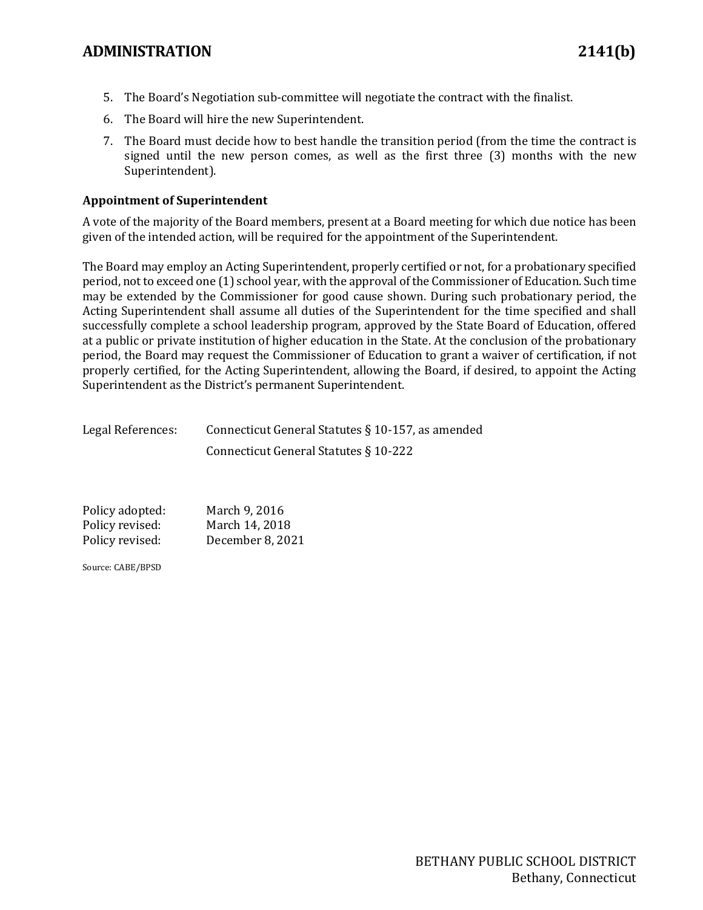5. The Board's Negotiation sub-committee will negotiate the contract with the finalist.
6. The Board will hire the new Superintendent.
7. The Board must decide how to best handle the transition period (from the time the contract is signed until the new person comes, as well as the first three (3) months with the new Superintendent).

**Appointment of Superintendent**

A vote of the majority of the Board members, present at a Board meeting for which due notice has been given of the intended action, will be required for the appointment of the Superintendent.

The Board may employ an Acting Superintendent, properly certified or not, for a probationary specified period, not to exceed one (1) school year, with the approval of the Commissioner of Education. Such time may be extended by the Commissioner for good cause shown. During such probationary period, the Acting Superintendent shall assume all duties of the Superintendent for the time specified and shall successfully complete a school leadership program, approved by the State Board of Education, offered at a public or private institution of higher education in the State. At the conclusion of the probationary period, the Board may request the Commissioner of Education to grant a waiver of certification, if not properly certified, for the Acting Superintendent, allowing the Board, if desired, to appoint the Acting Superintendent as the District's permanent Superintendent.

Legal References: Connecticut General Statutes § 10-157, as amended

Connecticut General Statutes § 10-222

Policy adopted: March 9, 2016
Policy revised: March 14, 2018
Policy revised: December 8, 2021

Source: CABE/BPSD